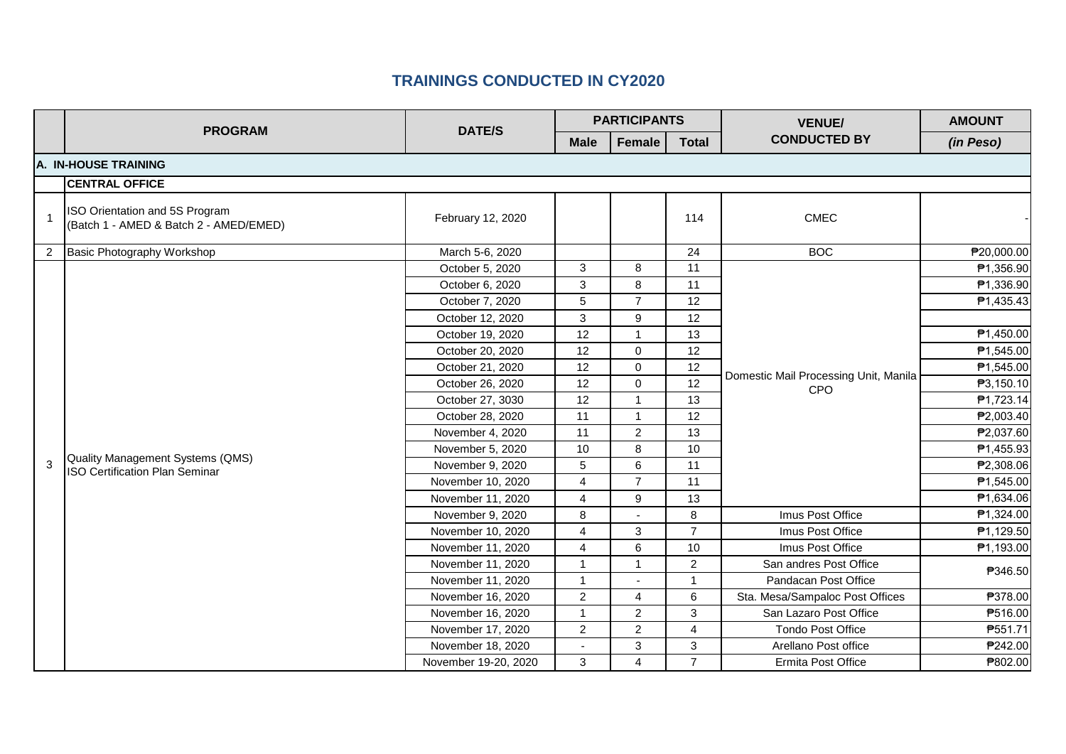# TRAININGS CONDUCTED IN CY2020

| | PROGRAM | DATE/S | PARTICIPANTS | | | VENUE/ CONDUCTED BY | AMOUNT |
|---|---|---|---|---|---|---|---|
| | | | Male | Female | Total | | (in Peso) |
| **A. IN-HOUSE TRAINING** | | | | | | | |
| | **CENTRAL OFFICE** | | | | | | |
| 1 | ISO Orientation and 5S Program (Batch 1 - AMED & Batch 2 - AMED/EMED) | February 12, 2020 | | | 114 | CMEC | - |
| 2 | Basic Photography Workshop | March 5-6, 2020 | | | 24 | BOC | ₱20,000.00 |
| 3 | Quality Management Systems (QMS) ISO Certification Plan Seminar | October 5, 2020 | 3 | 8 | 11 | Domestic Mail Processing Unit, Manila CPO | ₱1,356.90 |
| | | October 6, 2020 | 3 | 8 | 11 | | ₱1,336.90 |
| | | October 7, 2020 | 5 | 7 | 12 | | ₱1,435.43 |
| | | October 12, 2020 | 3 | 9 | 12 | | |
| | | October 19, 2020 | 12 | 1 | 13 | | ₱1,450.00 |
| | | October 20, 2020 | 12 | 0 | 12 | | ₱1,545.00 |
| | | October 21, 2020 | 12 | 0 | 12 | | ₱1,545.00 |
| | | October 26, 2020 | 12 | 0 | 12 | | ₱3,150.10 |
| | | October 27, 3030 | 12 | 1 | 13 | | ₱1,723.14 |
| | | October 28, 2020 | 11 | 1 | 12 | | ₱2,003.40 |
| | | November 4, 2020 | 11 | 2 | 13 | | ₱2,037.60 |
| | | November 5, 2020 | 10 | 8 | 10 | | ₱1,455.93 |
| | | November 9, 2020 | 5 | 6 | 11 | | ₱2,308.06 |
| | | November 10, 2020 | 4 | 7 | 11 | | ₱1,545.00 |
| | | November 11, 2020 | 4 | 9 | 13 | | ₱1,634.06 |
| | | November 9, 2020 | 8 | - | 8 | Imus Post Office | ₱1,324.00 |
| | | November 10, 2020 | 4 | 3 | 7 | Imus Post Office | ₱1,129.50 |
| | | November 11, 2020 | 4 | 6 | 10 | Imus Post Office | ₱1,193.00 |
| | | November 11, 2020 | 1 | 1 | 2 | San andres Post Office | ₱346.50 |
| | | November 11, 2020 | 1 | - | 1 | Pandacan Post Office | |
| | | November 16, 2020 | 2 | 4 | 6 | Sta. Mesa/Sampaloc Post Offices | ₱378.00 |
| | | November 16, 2020 | 1 | 2 | 3 | San Lazaro Post Office | ₱516.00 |
| | | November 17, 2020 | 2 | 2 | 4 | Tondo Post Office | ₱551.71 |
| | | November 18, 2020 | - | 3 | 3 | Arellano Post office | ₱242.00 |
| | | November 19-20, 2020 | 3 | 4 | 7 | Ermita Post Office | ₱802.00 |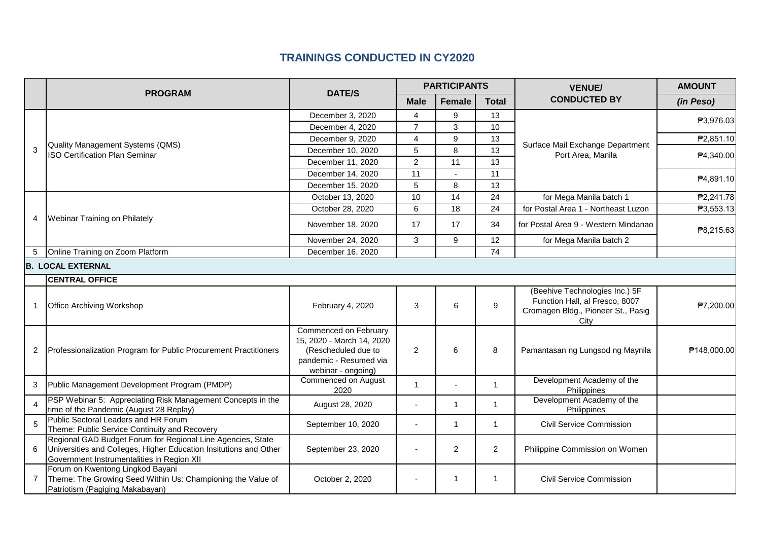# TRAININGS CONDUCTED IN CY2020

| | PROGRAM | DATE/S | PARTICIPANTS | | | VENUE/ CONDUCTED BY | AMOUNT |
|---|---|---|---|---|---|---|---|
| | | | Male | Female | Total | | (in Peso) |
| 3 | Quality Management Systems (QMS) ISO Certification Plan Seminar | December 3, 2020 | 4 | 9 | 13 | Surface Mail Exchange Department Port Area, Manila | ₱3,976.03 |
| | | December 4, 2020 | 7 | 3 | 10 | | |
| | | December 9, 2020 | 4 | 9 | 13 | | ₱2,851.10 |
| | | December 10, 2020 | 5 | 8 | 13 | | ₱4,340.00 |
| | | December 11, 2020 | 2 | 11 | 13 | | |
| | | December 14, 2020 | 11 | - | 11 | | ₱4,891.10 |
| | | December 15, 2020 | 5 | 8 | 13 | | |
| 4 | Webinar Training on Philately | October 13, 2020 | 10 | 14 | 24 | for Mega Manila batch 1 | ₱2,241.78 |
| | | October 28, 2020 | 6 | 18 | 24 | for Postal Area 1 - Northeast Luzon | ₱3,553.13 |
| | | November 18, 2020 | 17 | 17 | 34 | for Postal Area 9 - Western Mindanao | ₱8,215.63 |
| | | November 24, 2020 | 3 | 9 | 12 | for Mega Manila batch 2 | |
| 5 | Online Training on Zoom Platform | December 16, 2020 | | | 74 | | |
| **B. LOCAL EXTERNAL** | | | | | | | |
| | **CENTRAL OFFICE** | | | | | | |
| 1 | Office Archiving Workshop | February 4, 2020 | 3 | 6 | 9 | (Beehive Technologies Inc.) 5F Function Hall, al Fresco, 8007 Cromagen Bldg., Pioneer St., Pasig City | ₱7,200.00 |
| 2 | Professionalization Program for Public Procurement Practitioners | Commenced on February 15, 2020 - March 14, 2020 (Rescheduled due to pandemic - Resumed via webinar - ongoing) | 2 | 6 | 8 | Pamantasan ng Lungsod ng Maynila | ₱148,000.00 |
| 3 | Public Management Development Program (PMDP) | Commenced on August 2020 | 1 | - | 1 | Development Academy of the Philippines | |
| 4 | PSP Webinar 5: Appreciating Risk Management Concepts in the time of the Pandemic (August 28 Replay) | August 28, 2020 | - | 1 | 1 | Development Academy of the Philippines | |
| 5 | Public Sectoral Leaders and HR Forum Theme: Public Service Continuity and Recovery | September 10, 2020 | - | 1 | 1 | Civil Service Commission | |
| 6 | Regional GAD Budget Forum for Regional Line Agencies, State Universities and Colleges, Higher Education Insitutions and Other Government Instrumentalities in Region XII | September 23, 2020 | - | 2 | 2 | Philippine Commission on Women | |
| 7 | Forum on Kwentong Lingkod Bayani Theme: The Growing Seed Within Us: Championing the Value of Patriotism (Pagiging Makabayan) | October 2, 2020 | - | 1 | 1 | Civil Service Commission | |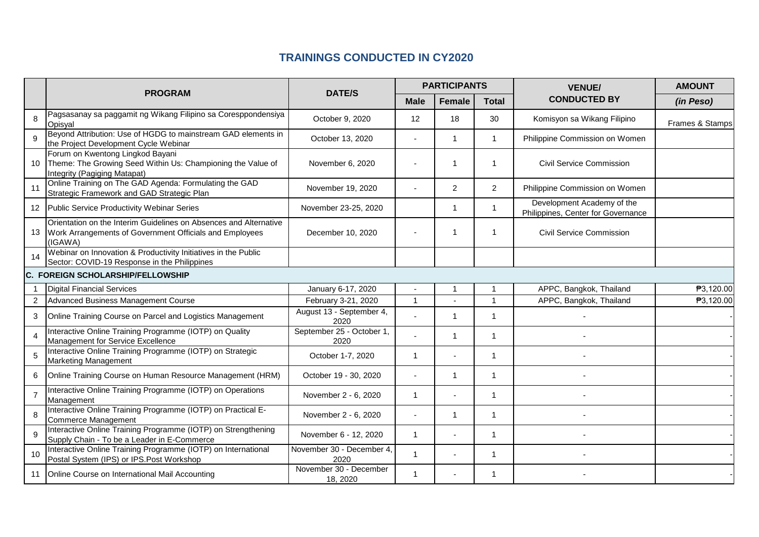# TRAININGS CONDUCTED IN CY2020

| | PROGRAM | DATE/S | PARTICIPANTS | | | VENUE/ CONDUCTED BY | AMOUNT (in Peso) |
|---|---|---|---|---|---|---|---|
| | | | Male | Female | Total | | |
| 8 | Pagsasanay sa paggamit ng Wikang Filipino sa Corespondensiya Opisyal | October 9, 2020 | 12 | 18 | 30 | Komisyon sa Wikang Filipino | Frames & Stamps |
| 9 | Beyond Attribution: Use of HGDG to mainstream GAD elements in the Project Development Cycle Webinar | October 13, 2020 | - | 1 | 1 | Philippine Commission on Women | |
| 10 | Forum on Kwentong Lingkod Bayani Theme: The Growing Seed Within Us: Championing the Value of Integrity (Pagiging Matapat) | November 6, 2020 | - | 1 | 1 | Civil Service Commission | |
| 11 | Online Training on The GAD Agenda: Formulating the GAD Strategic Framework and GAD Strategic Plan | November 19, 2020 | - | 2 | 2 | Philippine Commission on Women | |
| 12 | Public Service Productivity Webinar Series | November 23-25, 2020 | | 1 | 1 | Development Academy of the Philippines, Center for Governance | |
| 13 | Orientation on the Interim Guidelines on Absences and Alternative Work Arrangements of Government Officials and Employees (IGAWA) | December 10, 2020 | - | 1 | 1 | Civil Service Commission | |
| 14 | Webinar on Innovation & Productivity Initiatives in the Public Sector: COVID-19 Response in the Philippines | | | | | | |
| **C. FOREIGN SCHOLARSHIP/FELLOWSHIP** | | | | | | | |
| 1 | Digital Financial Services | January 6-17, 2020 | - | 1 | 1 | APPC, Bangkok, Thailand | ₱3,120.00 |
| 2 | Advanced Business Management Course | February 3-21, 2020 | 1 | - | 1 | APPC, Bangkok, Thailand | ₱3,120.00 |
| 3 | Online Training Course on Parcel and Logistics Management | August 13 - September 4, 2020 | - | 1 | 1 | - | - |
| 4 | Interactive Online Training Programme (IOTP) on Quality Management for Service Excellence | September 25 - October 1, 2020 | - | 1 | 1 | - | - |
| 5 | Interactive Online Training Programme (IOTP) on Strategic Marketing Management | October 1-7, 2020 | 1 | - | 1 | - | - |
| 6 | Online Training Course on Human Resource Management (HRM) | October 19 - 30, 2020 | - | 1 | 1 | - | - |
| 7 | Interactive Online Training Programme (IOTP) on Operations Management | November 2 - 6, 2020 | 1 | - | 1 | - | - |
| 8 | Interactive Online Training Programme (IOTP) on Practical E-Commerce Management | November 2 - 6, 2020 | - | 1 | 1 | - | - |
| 9 | Interactive Online Training Programme (IOTP) on Strengthening Supply Chain - To be a Leader in E-Commerce | November 6 - 12, 2020 | 1 | - | 1 | - | - |
| 10 | Interactive Online Training Programme (IOTP) on International Postal System (IPS) or IPS.Post Workshop | November 30 - December 4, 2020 | 1 | - | 1 | - | - |
| 11 | Online Course on International Mail Accounting | November 30 - December 18, 2020 | 1 | - | 1 | - | - |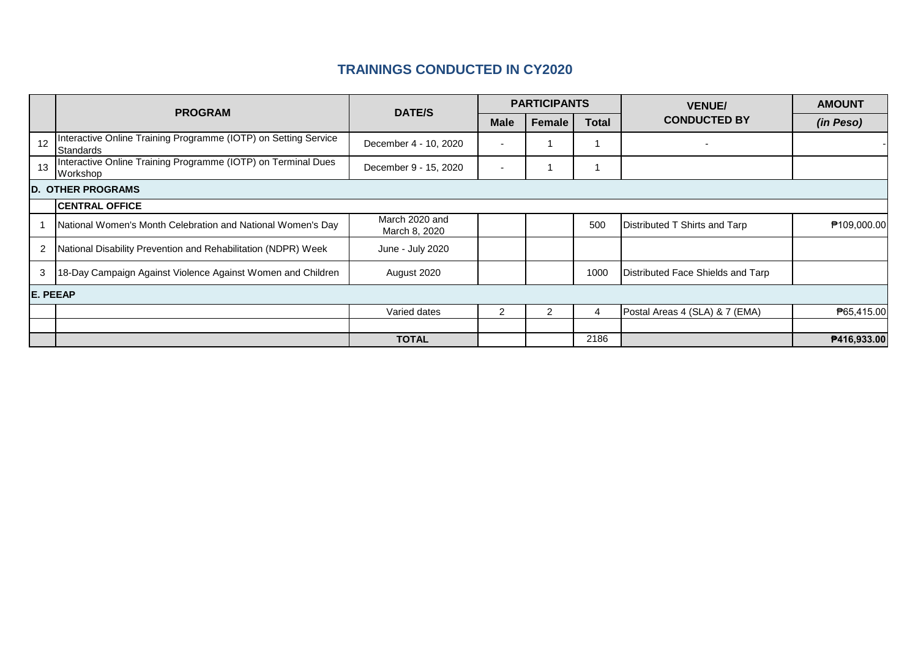## TRAININGS CONDUCTED IN CY2020

| | PROGRAM | DATE/S | PARTICIPANTS | | | VENUE/ CONDUCTED BY | AMOUNT |
|---|---|---|---|---|---|---|---|
| | | | Male | Female | Total | | *(in Peso)* |
| 12 | Interactive Online Training Programme (IOTP) on Setting Service Standards | December 4 - 10, 2020 | - | 1 | 1 | - | - |
| 13 | Interactive Online Training Programme (IOTP) on Terminal Dues Workshop | December 9 - 15, 2020 | - | 1 | 1 | | |
| **D. OTHER PROGRAMS** | | | | | | | |
| | **CENTRAL OFFICE** | | | | | | |
| 1 | National Women's Month Celebration and National Women's Day | March 2020 and March 8, 2020 | | | 500 | Distributed T Shirts and Tarp | ₱109,000.00 |
| 2 | National Disability Prevention and Rehabilitation (NDPR) Week | June - July 2020 | | | | | |
| 3 | 18-Day Campaign Against Violence Against Women and Children | August 2020 | | | 1000 | Distributed Face Shields and Tarp | |
| **E. PEEAP** | | | | | | | |
| | | Varied dates | 2 | 2 | 4 | Postal Areas 4 (SLA) & 7 (EMA) | ₱65,415.00 |
| | | | | | | | |
| | | **TOTAL** | | | 2186 | | **₱416,933.00** |